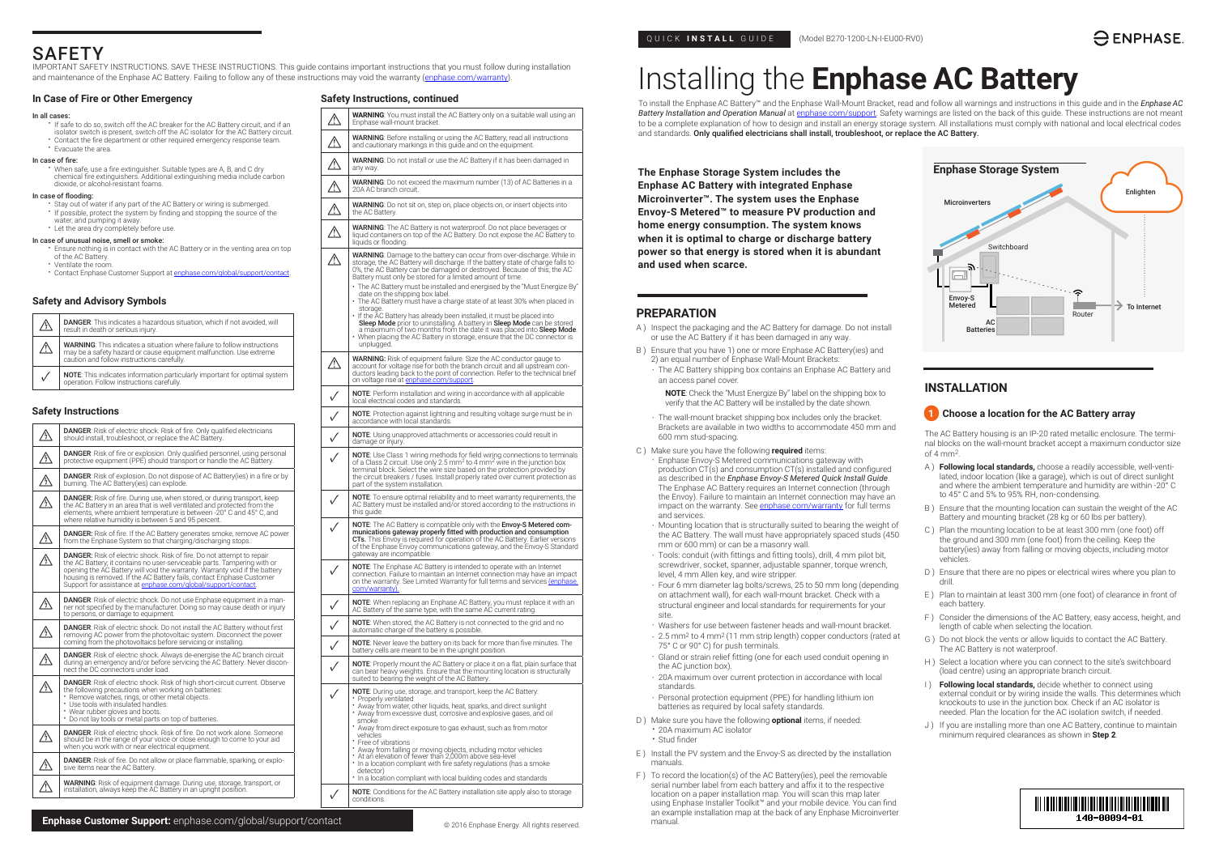# SAFETY

IMPORTANT SAFETY INSTRUCTIONS. SAVE THESE INSTRUCTIONS. This guide contains important instructions that you must follow during installation and maintenance of the Enphase AC Battery. Failing to follow any of these instructions may void the warranty (enphase.com/warranty).

## In Case of Fire or Other Emergency

**In all cases:**

- If safe to do so, switch off the AC breaker for the AC Battery circuit, and if an isolator switch is present, switch off the AC isolator for the AC Battery circuit.
- Contact the fire department or other required emergency response team.
- Evacuate the area.

**In case of fire:**

- When safe, use a fire extinguisher. Suitable types are A, B, and C dry chemical fire extinguishers. Additional extinguishing media include carbon dioxide, or alcohol-resistant foams.

**In case of flooding:**

- Stay out of water if any part of the AC Battery or wiring is submerged.
- If possible, protect the system by finding and stopping the source of the water, and pumping it away.
- Let the area dry completely before use.

**In case of unusual noise, smell or smoke:**

- Ensure nothing is in contact with the AC Battery or in the venting area on top of the AC Battery.
- Ventilate the room.
- Contact Enphase Customer Support at enphase.com/global/support/contact.

## Safety and Advisory Symbols

| Symbol | Description |
|---|---|
| ⚠ | **DANGER**: This indicates a hazardous situation, which if not avoided, will result in death or serious injury. |
| ⚠ | **WARNING**: This indicates a situation where failure to follow instructions may be a safety hazard or cause equipment malfunction. Use extreme caution and follow instructions carefully. |
| ✓ | **NOTE**: This indicates information particularly important for optimal system operation. Follow instructions carefully. |

## Safety Instructions

| Symbol | Instruction |
|---|---|
| ⚠ | **DANGER**: Risk of electric shock. Risk of fire. Only qualified electricians should install, troubleshoot, or replace the AC Battery. |
| ⚠ | **DANGER**: Risk of fire or explosion. Only qualified personnel, using personal protective equipment (PPE) should transport or handle the AC Battery. |
| ⚠ | **DANGER**: Risk of explosion. Do not dispose of AC Battery(ies) in a fire or by burning. The AC Battery(ies) can explode. |
| ⚠ | **DANGER**: Risk of fire. During use, when stored, or during transport, keep the AC Battery in an area that is well ventilated and protected from the elements, where ambient temperature is between -20° C and 45° C, and where relative humidity is between 5 and 95 percent. |
| ⚠ | **DANGER**: Risk of fire. If the AC Battery generates smoke, remove AC power from the Enphase System so that charging/discharging stops. |
| ⚠ | **DANGER**: Risk of electric shock. Risk of fire. Do not attempt to repair the AC Battery; it contains no user-serviceable parts. Tampering with or opening the AC Battery will void the warranty. Warranty void if the battery housing is removed. If the AC Battery fails, contact Enphase Customer Support for assistance at enphase.com/global/support/contact. |
| ⚠ | **DANGER**: Risk of electric shock. Do not use Enphase equipment in a manner not specified by the manufacturer. Doing so may cause death or injury to persons, or damage to equipment. |
| ⚠ | **DANGER**: Risk of electric shock. Do not install the AC Battery without first removing AC power from the photovoltaic system. Disconnect the power coming from the photovoltaics before servicing or installing. |
| ⚠ | **DANGER**: Risk of electric shock. Always de-energise the AC branch circuit during an emergency and/or before servicing the AC Battery. Never disconnect the DC connectors under load. |
| ⚠ | **DANGER**: Risk of electric shock. Risk of high short-circuit current. Observe the following precautions when working on batteries:<br>• Remove watches, rings, or other metal objects.<br>• Use tools with insulated handles.<br>• Wear rubber gloves and boots.<br>• Do not lay tools or metal parts on top of batteries. |
| ⚠ | **DANGER**: Risk of electric shock. Risk of fire. Do not work alone. Someone should be in the range of your voice or close enough to come to your aid when you work with or near electrical equipment. |
| ⚠ | **DANGER**: Risk of fire. Do not allow or place flammable, sparking, or explosive items near the AC Battery. |
| ⚠ | **WARNING**: Risk of equipment damage. During use, storage, transport, or installation, always keep the AC Battery in an upright position. |

## Safety Instructions, continued

| Symbol | Instruction |
|---|---|
| ⚠ | **WARNING**: You must install the AC Battery only on a suitable wall using an Enphase wall-mount bracket. |
| ⚠ | **WARNING**: Before installing or using the AC Battery, read all instructions and cautionary markings in this guide and on the equipment. |
| ⚠ | **WARNING**: Do not install or use the AC Battery if it has been damaged in any way. |
| ⚠ | **WARNING**: Do not exceed the maximum number (13) of AC Batteries in a 20A AC branch circuit. |
| ⚠ | **WARNING**: Do not sit on, step on, place objects on, or insert objects into the AC Battery. |
| ⚠ | **WARNING**: The AC Battery is not waterproof. Do not place beverages or liquid containers on top of the AC Battery. Do not expose the AC Battery to liquids or flooding. |
| ⚠ | **WARNING**: Damage to the battery can occur from over-discharge. While in storage, the AC Battery will discharge. If the battery state of charge falls to 0%, the AC Battery can be damaged or destroyed. Because of this, the AC Battery must only be stored for a limited amount of time.<br>• The AC Battery must be installed and energised by the "Must Energize By" date on the shipping box label.<br>• The AC Battery must have a charge state of at least 30% when placed in storage.<br>• If the AC Battery has already been installed, it must be placed into **Sleep Mode** prior to uninstalling. A battery in **Sleep Mode** can be stored a maximum of two months from the date it was placed into **Sleep Mode**.<br>• When placing the AC Battery in storage, ensure that the DC connector is unplugged. |
| ⚠ | **WARNING:** Risk of equipment failure. Size the AC conductor gauge to account for voltage rise for both the branch circuit and all upstream conductors leading back to the point of connection. Refer to the technical brief on voltage rise at enphase.com/support. |
| ✓ | **NOTE**: Perform installation and wiring in accordance with all applicable local electrical codes and standards. |
| ✓ | **NOTE**: Protection against lightning and resulting voltage surge must be in accordance with local standards. |
| ✓ | **NOTE**: Using unapproved attachments or accessories could result in damage or injury. |
| ✓ | **NOTE**: Use Class 1 wiring methods for field wiring connections to terminals of a Class 2 circuit. Use only 2.5 mm² to 4 mm² wire in the junction box terminal block. Select the wire size based on the protection provided by the circuit breakers / fuses. Install properly rated over current protection as part of the system installation. |
| ✓ | **NOTE**: To ensure optimal reliability and to meet warranty requirements, the AC Battery must be installed and/or stored according to the instructions in this guide. |
| ✓ | **NOTE**: The AC Battery is compatible only with the **Envoy-S Metered communications gateway properly fitted with production and consumption CTs.** This Envoy is required for operation of the AC Battery. Earlier versions of the Enphase Envoy communications gateway, and the Envoy-S Standard gateway are incompatible. |
| ✓ | **NOTE**: The Enphase AC Battery is intended to operate with an Internet connection. Failure to maintain an Internet connection may have an impact on the warranty. See Limited Warranty for full terms and services (enphase.com/warranty). |
| ✓ | **NOTE**: When replacing an Enphase AC Battery, you must replace it with an AC Battery of the same type, with the same AC current rating. |
| ✓ | **NOTE**: When stored, the AC Battery is not connected to the grid and no automatic charge of the battery is possible. |
| ✓ | **NOTE**: Never leave the battery on its back for more than five minutes. The battery cells are meant to be in the upright position. |
| ✓ | **NOTE**: Properly mount the AC Battery or place it on a flat, plain surface that can bear heavy weights. Ensure that the mounting location is structurally suited to bearing the weight of the AC Battery. |
| ✓ | **NOTE**: During use, storage, and transport, keep the AC Battery:<br>• Properly ventilated<br>• Away from water, other liquids, heat, sparks, and direct sunlight<br>• Away from excessive dust, corrosive and explosive gases, and oil smoke<br>• Away from direct exposure to gas exhaust, such as from motor vehicles<br>• Free of vibrations<br>• Away from falling or moving objects, including motor vehicles<br>• At an elevation of fewer than 2,000m above sea-level<br>• In a location compliant with fire safety regulations (has a smoke detector)<br>• In a location compliant with local building codes and standards |
| ✓ | **NOTE**: Conditions for the AC Battery installation site apply also to storage conditions. |

**Enphase Customer Support:** enphase.com/global/support/contact

© 2016 Enphase Energy. All rights reserved.

QUICK **INSTALL** GUIDE (Model B270-1200-LN-I-EU00-RV0)

# Installing the **Enphase AC Battery**

To install the Enphase AC Battery™ and the Enphase Wall-Mount Bracket, read and follow all warnings and instructions in this guide and in the *Enphase AC Battery Installation and Operation Manual* at enphase.com/support. Safety warnings are listed on the back of this guide. These instructions are not meant to be a complete explanation of how to design and install an energy storage system. All installations must comply with national and local electrical codes and standards. **Only qualified electricians shall install, troubleshoot, or replace the AC Battery.**

**The Enphase Storage System includes the Enphase AC Battery with integrated Enphase Microinverter™. The system uses the Enphase Envoy-S Metered™ to measure PV production and home energy consumption. The system knows when it is optimal to charge or discharge battery power so that energy is stored when it is abundant and used when scarce.**

Enphase Storage System: Microinverters, Switchboard, Envoy-S Metered, AC Batteries, Router, Enlighten, To Internet

## PREPARATION

A ) Inspect the packaging and the AC Battery for damage. Do not install or use the AC Battery if it has been damaged in any way.

B ) Ensure that you have 1) one or more Enphase AC Battery(ies) and 2) an equal number of Enphase Wall-Mount Brackets:

- The AC Battery shipping box contains an Enphase AC Battery and an access panel cover.

  **NOTE**: Check the "Must Energize By" label on the shipping box to verify that the AC Battery will be installed by the date shown.

- The wall-mount bracket shipping box includes only the bracket. Brackets are available in two widths to accommodate 450 mm and 600 mm stud-spacing.

C ) Make sure you have the following **required** items:

- Enphase Envoy-S Metered communications gateway with production CT(s) and consumption CT(s) installed and configured as described in the *Enphase Envoy-S Metered Quick Install Guide*. The Enphase AC Battery requires an Internet connection (through the Envoy). Failure to maintain an Internet connection may have an impact on the warranty. See enphase.com/warranty for full terms and services.
- Mounting location that is structurally suited to bearing the weight of the AC Battery. The wall must have appropriately spaced studs (450 mm or 600 mm) or can be a masonry wall.
- Tools: conduit (with fittings and fitting tools), drill, 4 mm pilot bit, screwdriver, socket, spanner, adjustable spanner, torque wrench, level, 4 mm Allen key, and wire stripper.
- Four 6 mm diameter lag bolts/screws, 25 to 50 mm long (depending on attachment wall), for each wall-mount bracket. Check with a structural engineer and local standards for requirements for your site.
- Washers for use between fastener heads and wall-mount bracket.
- 2.5 mm² to 4 mm² (11 mm strip length) copper conductors (rated at 75° C or 90° C) for push terminals.
- Gland or strain relief fitting (one for each used conduit opening in the AC junction box).
- 20A maximum over current protection in accordance with local standards.
- Personal protection equipment (PPE) for handling lithium ion batteries as required by local safety standards.

D ) Make sure you have the following **optional** items, if needed:

- 20A maximum AC isolator
- Stud finder

E ) Install the PV system and the Envoy-S as described in the installation manuals.

F ) To record the location(s) of the AC Battery(ies), peel the removable serial number label from each battery and affix it to the respective location on a paper installation map. You will scan this map later using Enphase Installer Toolkit™ and your mobile device. You can find an example installation map at the back of any Enphase Microinverter manual.

## INSTALLATION

### 1 Choose a location for the AC Battery array

The AC Battery housing is an IP-20 rated metallic enclosure. The terminal blocks on the wall-mount bracket accept a maximum conductor size of 4 mm².

A ) **Following local standards,** choose a readily accessible, well-ventilated, indoor location (like a garage), which is out of direct sunlight and where the ambient temperature and humidity are within -20° C to 45° C and 5% to 95% RH, non-condensing.

B ) Ensure that the mounting location can sustain the weight of the AC Battery and mounting bracket (28 kg or 60 lbs per battery).

C ) Plan the mounting location to be at least 300 mm (one foot) off the ground and 300 mm (one foot) from the ceiling. Keep the battery(ies) away from falling or moving objects, including motor vehicles.

D ) Ensure that there are no pipes or electrical wires where you plan to drill.

E ) Plan to maintain at least 300 mm (one foot) of clearance in front of each battery.

F ) Consider the dimensions of the AC Battery, easy access, height, and length of cable when selecting the location.

G ) Do not block the vents or allow liquids to contact the AC Battery. The AC Battery is not waterproof.

H ) Select a location where you can connect to the site's switchboard (load centre) using an appropriate branch circuit.

I ) **Following local standards,** decide whether to connect using external conduit or by wiring inside the walls. This determines which knockouts to use in the junction box. Check if an AC isolator is needed. Plan the location for the AC isolation switch, if needed.

J ) If you are installing more than one AC Battery, continue to maintain minimum required clearances as shown in **Step 2**.

140-00094-01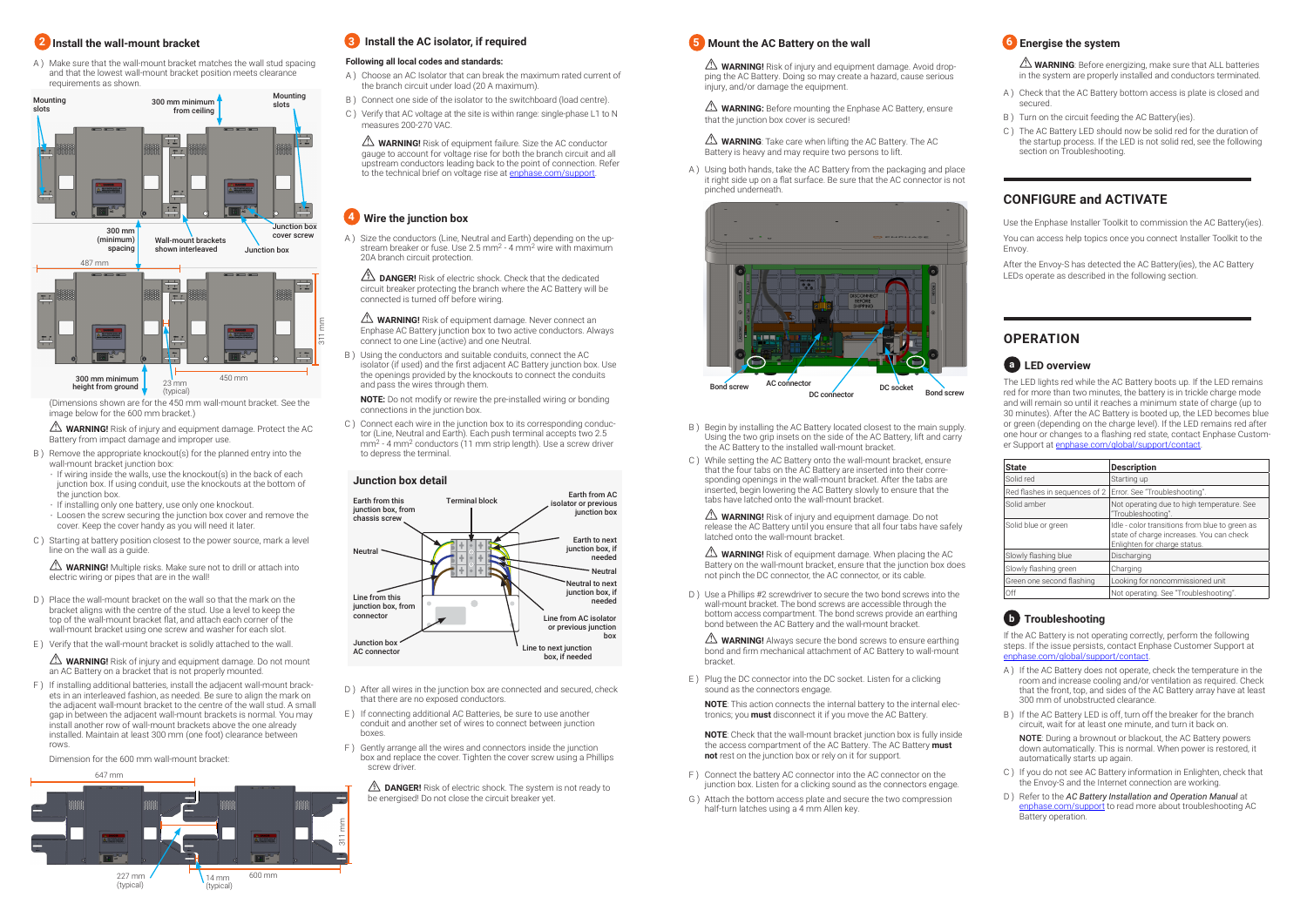## 2 Install the wall-mount bracket

A ) Make sure that the wall-mount bracket matches the wall stud spacing and that the lowest wall-mount bracket position meets clearance requirements as shown.

Mounting slots
300 mm minimum from ceiling
Mounting slots
300 mm (minimum) spacing
Wall-mount brackets shown interleaved
Junction box cover screw
Junction box
487 mm
311 mm
300 mm minimum height from ground
23 mm (typical)
450 mm

(Dimensions shown are for the 450 mm wall-mount bracket. See the image below for the 600 mm bracket.)

⚠ **WARNING!** Risk of injury and equipment damage. Protect the AC Battery from impact damage and improper use.

B ) Remove the appropriate knockout(s) for the planned entry into the wall-mount bracket junction box:

- If wiring inside the walls, use the knockout(s) in the back of each junction box. If using conduit, use the knockouts at the bottom of the junction box.
- If installing only one battery, use only one knockout.
- Loosen the screw securing the junction box cover and remove the cover. Keep the cover handy as you will need it later.

C ) Starting at battery position closest to the power source, make a level line on the wall as a guide.

⚠ **WARNING!** Multiple risks. Make sure not to drill or attach into electric wiring or pipes that are in the wall!

D ) Place the wall-mount bracket on the wall so that the mark on the bracket aligns with the centre of the stud. Use a level to keep the top of the wall-mount bracket flat, and attach each corner of the wall-mount bracket using one screw and washer for each slot.

E ) Verify that the wall-mount bracket is solidly attached to the wall.

⚠ **WARNING!** Risk of injury and equipment damage. Do not mount an AC Battery on a bracket that is not properly mounted.

F ) If installing additional batteries, install the adjacent wall-mount brackets in an interleaved fashion, as needed. Be sure to align the mark on the adjacent wall-mount bracket to the centre of the wall stud. A small gap in between the adjacent wall-mount brackets is normal. You may install another row of wall-mount brackets above the one already installed. Maintain at least 300 mm (one foot) clearance between rows.

Dimension for the 600 mm wall-mount bracket:

647 mm
311 mm
227 mm (typical)
14 mm (typical)
600 mm

## 3 Install the AC isolator, if required

**Following all local codes and standards:**

A ) Choose an AC Isolator that can break the maximum rated current of the branch circuit under load (20 A maximum).

B ) Connect one side of the isolator to the switchboard (load centre).

C ) Verify that AC voltage at the site is within range: single-phase L1 to N measures 200-270 VAC.

⚠ **WARNING!** Risk of equipment failure. Size the AC conductor gauge to account for voltage rise for both the branch circuit and all upstream conductors leading back to the point of connection. Refer to the technical brief on voltage rise at enphase.com/support.

## 4 Wire the junction box

A ) Size the conductors (Line, Neutral and Earth) depending on the upstream breaker or fuse. Use 2.5 mm$^2$ - 4 mm$^2$ wire with maximum 20A branch circuit protection.

⚠ **DANGER!** Risk of electric shock. Check that the dedicated circuit breaker protecting the branch where the AC Battery will be connected is turned off before wiring.

⚠ **WARNING!** Risk of equipment damage. Never connect an Enphase AC Battery junction box to two active conductors. Always connect to one Line (active) and one Neutral.

B ) Using the conductors and suitable conduits, connect the AC isolator (if used) and the first adjacent AC Battery junction box. Use the openings provided by the knockouts to connect the conduits and pass the wires through them.

**NOTE:** Do not modify or rewire the pre-installed wiring or bonding connections in the junction box.

C ) Connect each wire in the junction box to its corresponding conductor (Line, Neutral and Earth). Each push terminal accepts two 2.5 mm$^2$ - 4 mm$^2$ conductors (11 mm strip length). Use a screw driver to depress the terminal.

### Junction box detail

Earth from this junction box, from chassis screw
Terminal block
Earth from AC isolator or previous junction box
Earth to next junction box, if needed
Neutral
Neutral
Neutral to next junction box, if needed
Line from this junction box, from connector
Line from AC isolator or previous junction box
Junction box AC connector
Line to next junction box, if needed

D ) After all wires in the junction box are connected and secured, check that there are no exposed conductors.

E ) If connecting additional AC Batteries, be sure to use another conduit and another set of wires to connect between junction boxes.

F ) Gently arrange all the wires and connectors inside the junction box and replace the cover. Tighten the cover screw using a Phillips screw driver.

⚠ **DANGER!** Risk of electric shock. The system is not ready to be energised! Do not close the circuit breaker yet.

## 5 Mount the AC Battery on the wall

⚠ **WARNING!** Risk of injury and equipment damage. Avoid dropping the AC Battery. Doing so may create a hazard, cause serious injury, and/or damage the equipment.

⚠ **WARNING:** Before mounting the Enphase AC Battery, ensure that the junction box cover is secured!

⚠ **WARNING**: Take care when lifting the AC Battery. The AC Battery is heavy and may require two persons to lift.

A ) Using both hands, take the AC Battery from the packaging and place it right side up on a flat surface. Be sure that the AC connector is not pinched underneath.

Bond screw
AC connector
DC connector
DC socket
Bond screw

B ) Begin by installing the AC Battery located closest to the main supply. Using the two grip insets on the side of the AC Battery, lift and carry the AC Battery to the installed wall-mount bracket.

C ) While setting the AC Battery onto the wall-mount bracket, ensure that the four tabs on the AC Battery are inserted into their corresponding openings in the wall-mount bracket. After the tabs are inserted, begin lowering the AC Battery slowly to ensure that the tabs have latched onto the wall-mount bracket.

⚠ **WARNING!** Risk of injury and equipment damage. Do not release the AC Battery until you ensure that all four tabs have safely latched onto the wall-mount bracket.

⚠ **WARNING!** Risk of equipment damage. When placing the AC Battery on the wall-mount bracket, ensure that the junction box does not pinch the DC connector, the AC connector, or its cable.

D ) Use a Phillips #2 screwdriver to secure the two bond screws into the wall-mount bracket. The bond screws are accessible through the bottom access compartment. The bond screws provide an earthing bond between the AC Battery and the wall-mount bracket.

⚠ **WARNING!** Always secure the bond screws to ensure earthing bond and firm mechanical attachment of AC Battery to wall-mount bracket.

E ) Plug the DC connector into the DC socket. Listen for a clicking sound as the connectors engage.

**NOTE**: This action connects the internal battery to the internal electronics; you **must** disconnect it if you move the AC Battery.

**NOTE**: Check that the wall-mount bracket junction box is fully inside the access compartment of the AC Battery. The AC Battery **must not** rest on the junction box or rely on it for support.

F ) Connect the battery AC connector into the AC connector on the junction box. Listen for a clicking sound as the connectors engage.

G ) Attach the bottom access plate and secure the two compression half-turn latches using a 4 mm Allen key.

## 6 Energise the system

⚠ **WARNING**: Before energizing, make sure that ALL batteries in the system are properly installed and conductors terminated.

A ) Check that the AC Battery bottom access is plate is closed and secured.

B ) Turn on the circuit feeding the AC Battery(ies).

C ) The AC Battery LED should now be solid red for the duration of the startup process. If the LED is not solid red, see the following section on Troubleshooting.

# CONFIGURE and ACTIVATE

Use the Enphase Installer Toolkit to commission the AC Battery(ies).

You can access help topics once you connect Installer Toolkit to the Envoy.

After the Envoy-S has detected the AC Battery(ies), the AC Battery LEDs operate as described in the following section.

# OPERATION

## a LED overview

The LED lights red while the AC Battery boots up. If the LED remains red for more than two minutes, the battery is in trickle charge mode and will remain so until it reaches a minimum state of charge (up to 30 minutes). After the AC Battery is booted up, the LED becomes blue or green (depending on the charge level). If the LED remains red after one hour or changes to a flashing red state, contact Enphase Customer Support at enphase.com/global/support/contact.

| State | Description |
|---|---|
| Solid red | Starting up |
| Red flashes in sequences of 2 | Error. See "Troubleshooting". |
| Solid amber | Not operating due to high temperature. See "Troubleshooting". |
| Solid blue or green | Idle - color transitions from blue to green as state of charge increases. You can check Enlighten for charge status. |
| Slowly flashing blue | Discharging |
| Slowly flashing green | Charging |
| Green one second flashing | Looking for noncommissioned unit |
| Off | Not operating. See "Troubleshooting". |

## b Troubleshooting

If the AC Battery is not operating correctly, perform the following steps. If the issue persists, contact Enphase Customer Support at enphase.com/global/support/contact.

A ) If the AC Battery does not operate, check the temperature in the room and increase cooling and/or ventilation as required. Check that the front, top, and sides of the AC Battery array have at least 300 mm of unobstructed clearance.

B ) If the AC Battery LED is off, turn off the breaker for the branch circuit, wait for at least one minute, and turn it back on.

**NOTE**: During a brownout or blackout, the AC Battery powers down automatically. This is normal. When power is restored, it automatically starts up again.

C ) If you do not see AC Battery information in Enlighten, check that the Envoy-S and the Internet connection are working.

D ) Refer to the *AC Battery Installation and Operation Manual* at enphase.com/support to read more about troubleshooting AC Battery operation.